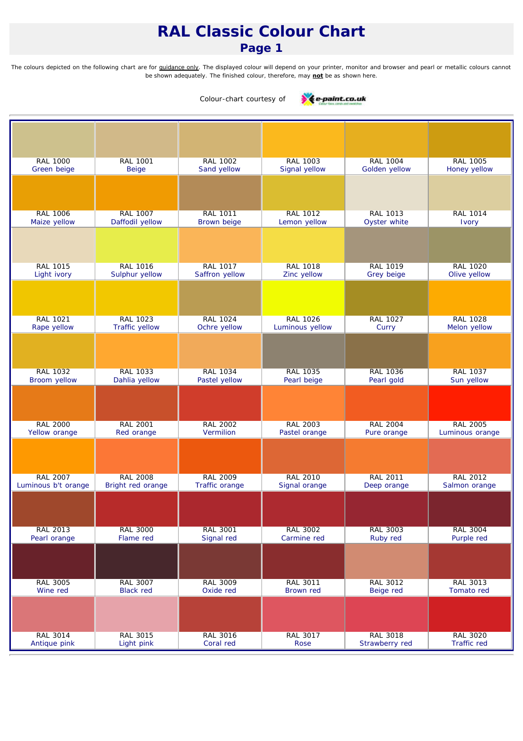# RAL Classic Colour Chart

## Page 1

The colours depicted on the following chart are for guidance only. The displayed colour will depend on your printer, monitor and browser and pearl or metallic colours cannot be shown adequately. The finished colour, therefore, may **not** be as shown here.

Colour-chart courtesy of e-paint.co.uk

| | | | | | |
|---|---|---|---|---|---|
| RAL 1000<br>Green beige | RAL 1001<br>Beige | RAL 1002<br>Sand yellow | RAL 1003<br>Signal yellow | RAL 1004<br>Golden yellow | RAL 1005<br>Honey yellow |
| RAL 1006<br>Maize yellow | RAL 1007<br>Daffodil yellow | RAL 1011<br>Brown beige | RAL 1012<br>Lemon yellow | RAL 1013<br>Oyster white | RAL 1014<br>Ivory |
| RAL 1015<br>Light ivory | RAL 1016<br>Sulphur yellow | RAL 1017<br>Saffron yellow | RAL 1018<br>Zinc yellow | RAL 1019<br>Grey beige | RAL 1020<br>Olive yellow |
| RAL 1021<br>Rape yellow | RAL 1023<br>Traffic yellow | RAL 1024<br>Ochre yellow | RAL 1026<br>Luminous yellow | RAL 1027<br>Curry | RAL 1028<br>Melon yellow |
| RAL 1032<br>Broom yellow | RAL 1033<br>Dahlia yellow | RAL 1034<br>Pastel yellow | RAL 1035<br>Pearl beige | RAL 1036<br>Pearl gold | RAL 1037<br>Sun yellow |
| RAL 2000<br>Yellow orange | RAL 2001<br>Red orange | RAL 2002<br>Vermilion | RAL 2003<br>Pastel orange | RAL 2004<br>Pure orange | RAL 2005<br>Luminous orange |
| RAL 2007<br>Luminous b't orange | RAL 2008<br>Bright red orange | RAL 2009<br>Traffic orange | RAL 2010<br>Signal orange | RAL 2011<br>Deep orange | RAL 2012<br>Salmon orange |
| RAL 2013<br>Pearl orange | RAL 3000<br>Flame red | RAL 3001<br>Signal red | RAL 3002<br>Carmine red | RAL 3003<br>Ruby red | RAL 3004<br>Purple red |
| RAL 3005<br>Wine red | RAL 3007<br>Black red | RAL 3009<br>Oxide red | RAL 3011<br>Brown red | RAL 3012<br>Beige red | RAL 3013<br>Tomato red |
| RAL 3014<br>Antique pink | RAL 3015<br>Light pink | RAL 3016<br>Coral red | RAL 3017<br>Rose | RAL 3018<br>Strawberry red | RAL 3020<br>Traffic red |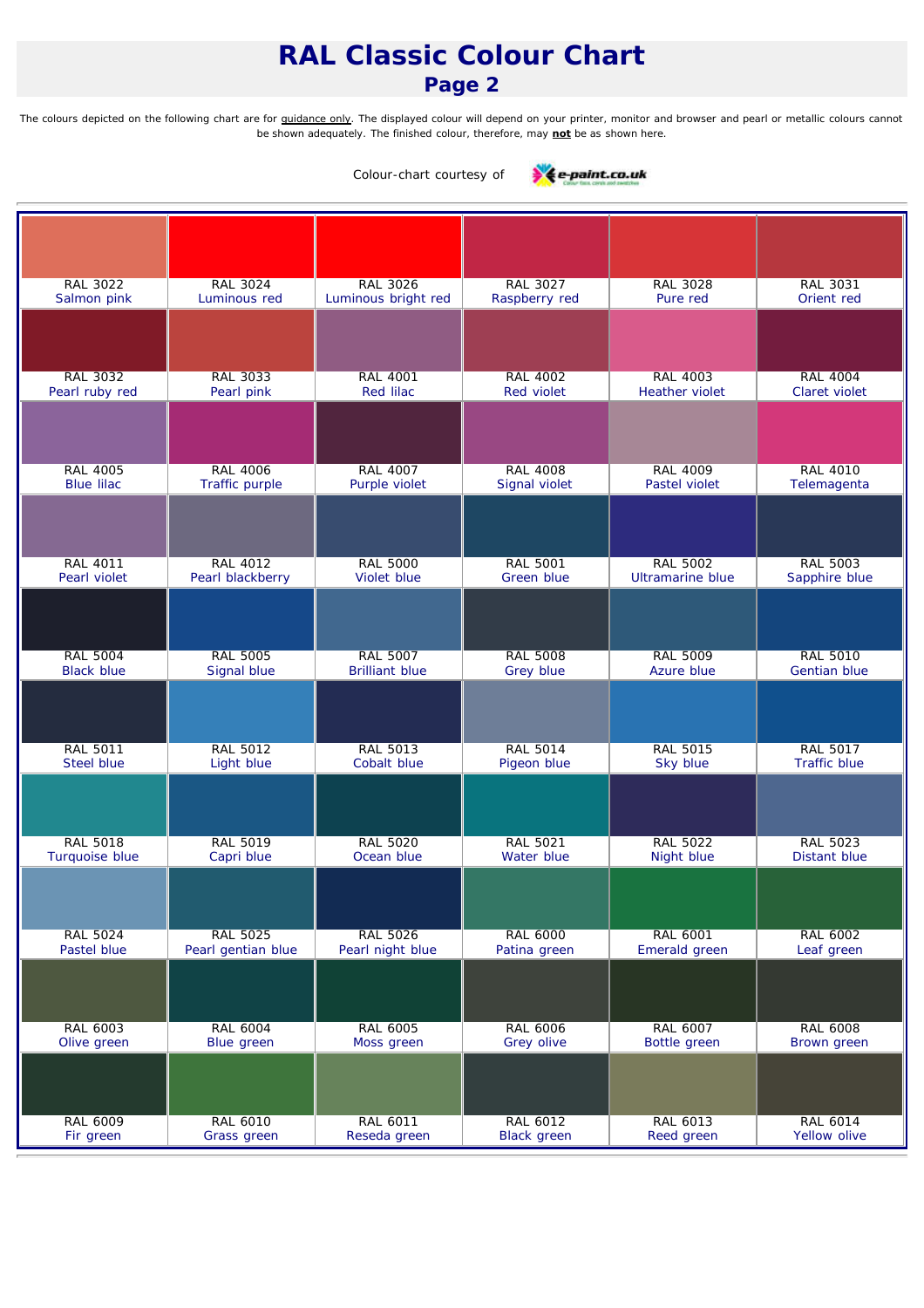# RAL Classic Colour Chart

## Page 2

The colours depicted on the following chart are for guidance only. The displayed colour will depend on your printer, monitor and browser and pearl or metallic colours cannot be shown adequately. The finished colour, therefore, may **not** be as shown here.

Colour-chart courtesy of e-paint.co.uk

| | | | | | |
|---|---|---|---|---|---|
| RAL 3022 Salmon pink | RAL 3024 Luminous red | RAL 3026 Luminous bright red | RAL 3027 Raspberry red | RAL 3028 Pure red | RAL 3031 Orient red |
| RAL 3032 Pearl ruby red | RAL 3033 Pearl pink | RAL 4001 Red lilac | RAL 4002 Red violet | RAL 4003 Heather violet | RAL 4004 Claret violet |
| RAL 4005 Blue lilac | RAL 4006 Traffic purple | RAL 4007 Purple violet | RAL 4008 Signal violet | RAL 4009 Pastel violet | RAL 4010 Telemagenta |
| RAL 4011 Pearl violet | RAL 4012 Pearl blackberry | RAL 5000 Violet blue | RAL 5001 Green blue | RAL 5002 Ultramarine blue | RAL 5003 Sapphire blue |
| RAL 5004 Black blue | RAL 5005 Signal blue | RAL 5007 Brilliant blue | RAL 5008 Grey blue | RAL 5009 Azure blue | RAL 5010 Gentian blue |
| RAL 5011 Steel blue | RAL 5012 Light blue | RAL 5013 Cobalt blue | RAL 5014 Pigeon blue | RAL 5015 Sky blue | RAL 5017 Traffic blue |
| RAL 5018 Turquoise blue | RAL 5019 Capri blue | RAL 5020 Ocean blue | RAL 5021 Water blue | RAL 5022 Night blue | RAL 5023 Distant blue |
| RAL 5024 Pastel blue | RAL 5025 Pearl gentian blue | RAL 5026 Pearl night blue | RAL 6000 Patina green | RAL 6001 Emerald green | RAL 6002 Leaf green |
| RAL 6003 Olive green | RAL 6004 Blue green | RAL 6005 Moss green | RAL 6006 Grey olive | RAL 6007 Bottle green | RAL 6008 Brown green |
| RAL 6009 Fir green | RAL 6010 Grass green | RAL 6011 Reseda green | RAL 6012 Black green | RAL 6013 Reed green | RAL 6014 Yellow olive |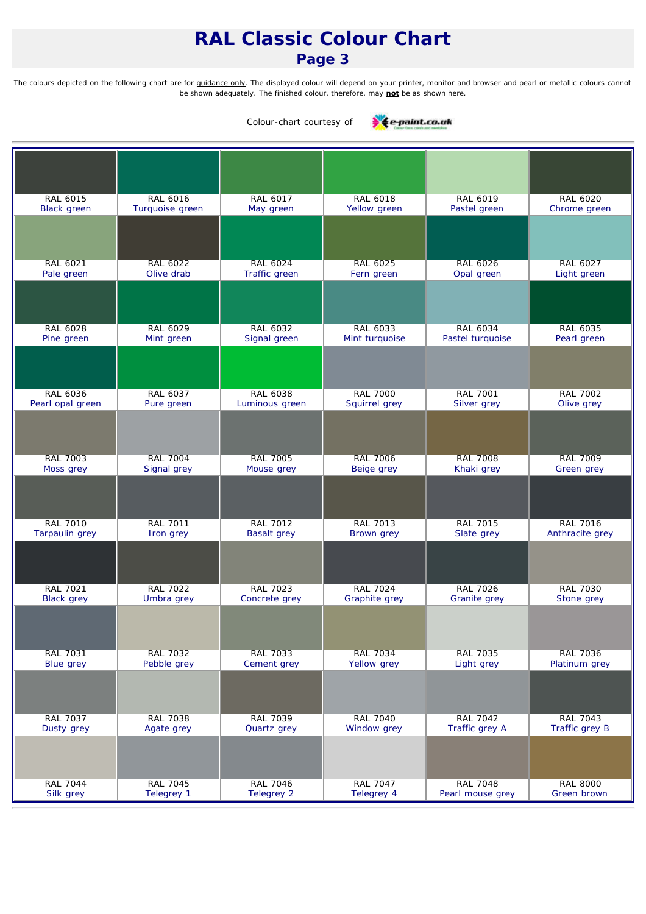# RAL Classic Colour Chart

## Page 3

The colours depicted on the following chart are for guidance only. The displayed colour will depend on your printer, monitor and browser and pearl or metallic colours cannot be shown adequately. The finished colour, therefore, may **not** be as shown here.

Colour-chart courtesy of e-paint.co.uk

| | | | | | |
|---|---|---|---|---|---|
| RAL 6015<br>Black green | RAL 6016<br>Turquoise green | RAL 6017<br>May green | RAL 6018<br>Yellow green | RAL 6019<br>Pastel green | RAL 6020<br>Chrome green |
| RAL 6021<br>Pale green | RAL 6022<br>Olive drab | RAL 6024<br>Traffic green | RAL 6025<br>Fern green | RAL 6026<br>Opal green | RAL 6027<br>Light green |
| RAL 6028<br>Pine green | RAL 6029<br>Mint green | RAL 6032<br>Signal green | RAL 6033<br>Mint turquoise | RAL 6034<br>Pastel turquoise | RAL 6035<br>Pearl green |
| RAL 6036<br>Pearl opal green | RAL 6037<br>Pure green | RAL 6038<br>Luminous green | RAL 7000<br>Squirrel grey | RAL 7001<br>Silver grey | RAL 7002<br>Olive grey |
| RAL 7003<br>Moss grey | RAL 7004<br>Signal grey | RAL 7005<br>Mouse grey | RAL 7006<br>Beige grey | RAL 7008<br>Khaki grey | RAL 7009<br>Green grey |
| RAL 7010<br>Tarpaulin grey | RAL 7011<br>Iron grey | RAL 7012<br>Basalt grey | RAL 7013<br>Brown grey | RAL 7015<br>Slate grey | RAL 7016<br>Anthracite grey |
| RAL 7021<br>Black grey | RAL 7022<br>Umbra grey | RAL 7023<br>Concrete grey | RAL 7024<br>Graphite grey | RAL 7026<br>Granite grey | RAL 7030<br>Stone grey |
| RAL 7031<br>Blue grey | RAL 7032<br>Pebble grey | RAL 7033<br>Cement grey | RAL 7034<br>Yellow grey | RAL 7035<br>Light grey | RAL 7036<br>Platinum grey |
| RAL 7037<br>Dusty grey | RAL 7038<br>Agate grey | RAL 7039<br>Quartz grey | RAL 7040<br>Window grey | RAL 7042<br>Traffic grey A | RAL 7043<br>Traffic grey B |
| RAL 7044<br>Silk grey | RAL 7045<br>Telegrey 1 | RAL 7046<br>Telegrey 2 | RAL 7047<br>Telegrey 4 | RAL 7048<br>Pearl mouse grey | RAL 8000<br>Green brown |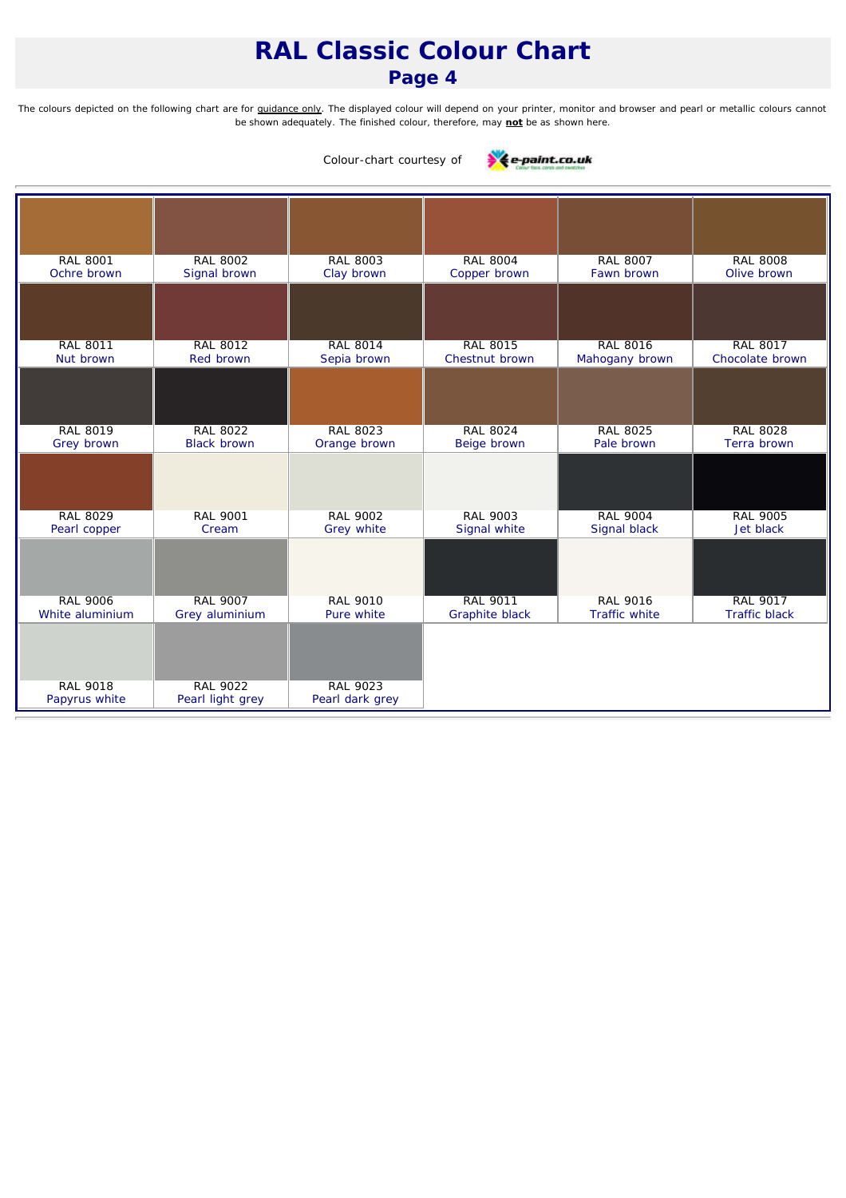# RAL Classic Colour Chart

## Page 4

The colours depicted on the following chart are for guidance only. The displayed colour will depend on your printer, monitor and browser and pearl or metallic colours cannot be shown adequately. The finished colour, therefore, may **not** be as shown here.

Colour-chart courtesy of e-paint.co.uk

| | | | | | |
|---|---|---|---|---|---|
| RAL 8001<br>Ochre brown | RAL 8002<br>Signal brown | RAL 8003<br>Clay brown | RAL 8004<br>Copper brown | RAL 8007<br>Fawn brown | RAL 8008<br>Olive brown |
| RAL 8011<br>Nut brown | RAL 8012<br>Red brown | RAL 8014<br>Sepia brown | RAL 8015<br>Chestnut brown | RAL 8016<br>Mahogany brown | RAL 8017<br>Chocolate brown |
| RAL 8019<br>Grey brown | RAL 8022<br>Black brown | RAL 8023<br>Orange brown | RAL 8024<br>Beige brown | RAL 8025<br>Pale brown | RAL 8028<br>Terra brown |
| RAL 8029<br>Pearl copper | RAL 9001<br>Cream | RAL 9002<br>Grey white | RAL 9003<br>Signal white | RAL 9004<br>Signal black | RAL 9005<br>Jet black |
| RAL 9006<br>White aluminium | RAL 9007<br>Grey aluminium | RAL 9010<br>Pure white | RAL 9011<br>Graphite black | RAL 9016<br>Traffic white | RAL 9017<br>Traffic black |
| RAL 9018<br>Papyrus white | RAL 9022<br>Pearl light grey | RAL 9023<br>Pearl dark grey | | | |